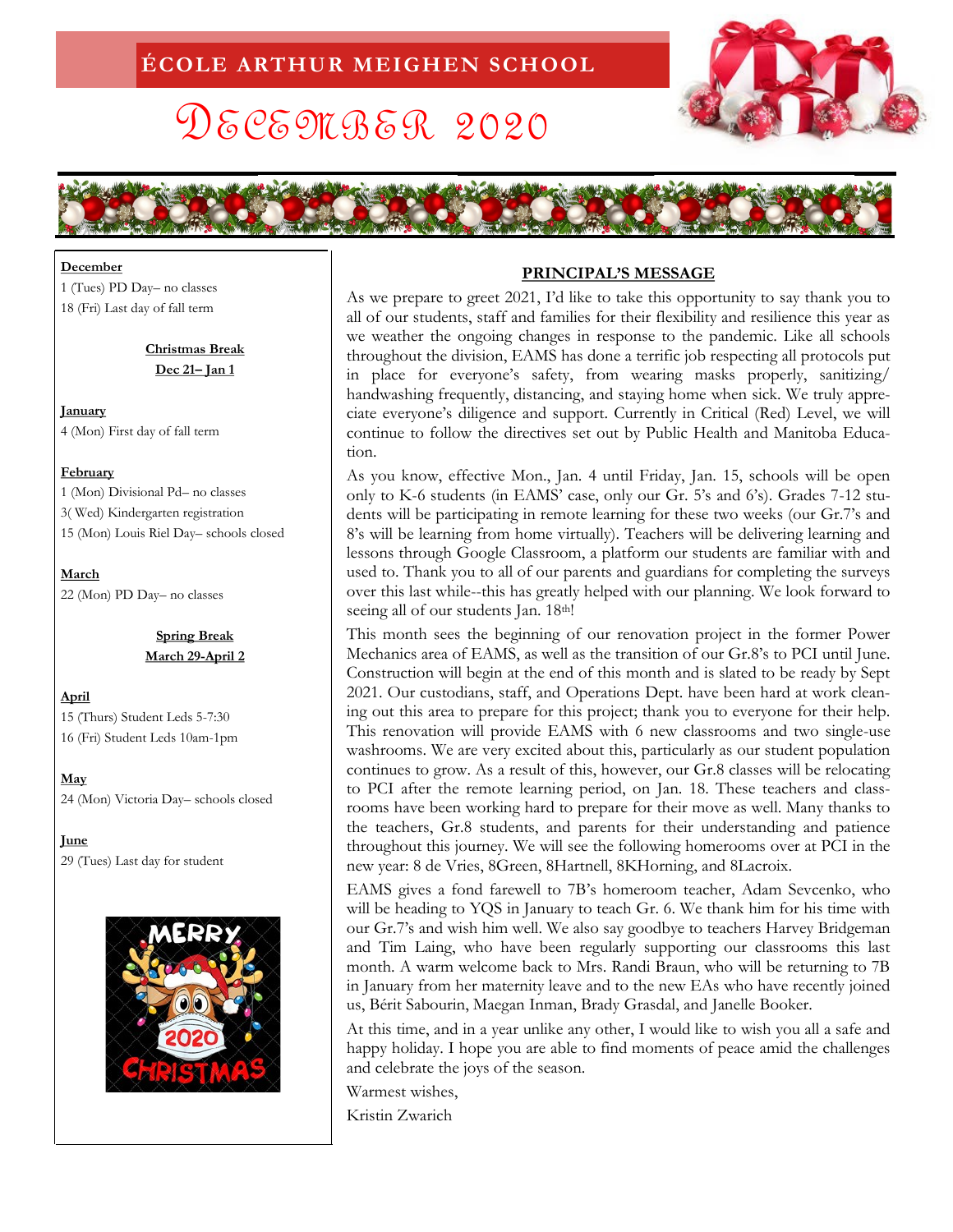# ÉCOLE ARTHUR MEIGHEN SCHOOL

# December 2020

**December**
1 (Tues) PD Day– no classes
18 (Fri) Last day of fall term

**Christmas Break**
**Dec 21– Jan 1**

**January**
4 (Mon) First day of fall term

**February**
1 (Mon) Divisional Pd– no classes
3( Wed) Kindergarten registration
15 (Mon) Louis Riel Day– schools closed

**March**
22 (Mon) PD Day– no classes

**Spring Break**
**March 29-April 2**

**April**
15 (Thurs) Student Leds 5-7:30
16 (Fri) Student Leds 10am-1pm

**May**
24 (Mon) Victoria Day– schools closed

**June**
29 (Tues) Last day for student

## PRINCIPAL'S MESSAGE

As we prepare to greet 2021, I'd like to take this opportunity to say thank you to all of our students, staff and families for their flexibility and resilience this year as we weather the ongoing changes in response to the pandemic. Like all schools throughout the division, EAMS has done a terrific job respecting all protocols put in place for everyone's safety, from wearing masks properly, sanitizing/ handwashing frequently, distancing, and staying home when sick. We truly appreciate everyone's diligence and support. Currently in Critical (Red) Level, we will continue to follow the directives set out by Public Health and Manitoba Education.

As you know, effective Mon., Jan. 4 until Friday, Jan. 15, schools will be open only to K-6 students (in EAMS' case, only our Gr. 5's and 6's). Grades 7-12 students will be participating in remote learning for these two weeks (our Gr.7's and 8's will be learning from home virtually). Teachers will be delivering learning and lessons through Google Classroom, a platform our students are familiar with and used to. Thank you to all of our parents and guardians for completing the surveys over this last while--this has greatly helped with our planning. We look forward to seeing all of our students Jan. 18th!

This month sees the beginning of our renovation project in the former Power Mechanics area of EAMS, as well as the transition of our Gr.8's to PCI until June. Construction will begin at the end of this month and is slated to be ready by Sept 2021. Our custodians, staff, and Operations Dept. have been hard at work cleaning out this area to prepare for this project; thank you to everyone for their help. This renovation will provide EAMS with 6 new classrooms and two single-use washrooms. We are very excited about this, particularly as our student population continues to grow. As a result of this, however, our Gr.8 classes will be relocating to PCI after the remote learning period, on Jan. 18. These teachers and classrooms have been working hard to prepare for their move as well. Many thanks to the teachers, Gr.8 students, and parents for their understanding and patience throughout this journey. We will see the following homerooms over at PCI in the new year: 8 de Vries, 8Green, 8Hartnell, 8KHorning, and 8Lacroix.

EAMS gives a fond farewell to 7B's homeroom teacher, Adam Sevcenko, who will be heading to YQS in January to teach Gr. 6. We thank him for his time with our Gr.7's and wish him well. We also say goodbye to teachers Harvey Bridgeman and Tim Laing, who have been regularly supporting our classrooms this last month. A warm welcome back to Mrs. Randi Braun, who will be returning to 7B in January from her maternity leave and to the new EAs who have recently joined us, Bérit Sabourin, Maegan Inman, Brady Grasdal, and Janelle Booker.

At this time, and in a year unlike any other, I would like to wish you all a safe and happy holiday. I hope you are able to find moments of peace amid the challenges and celebrate the joys of the season.

Warmest wishes,

Kristin Zwarich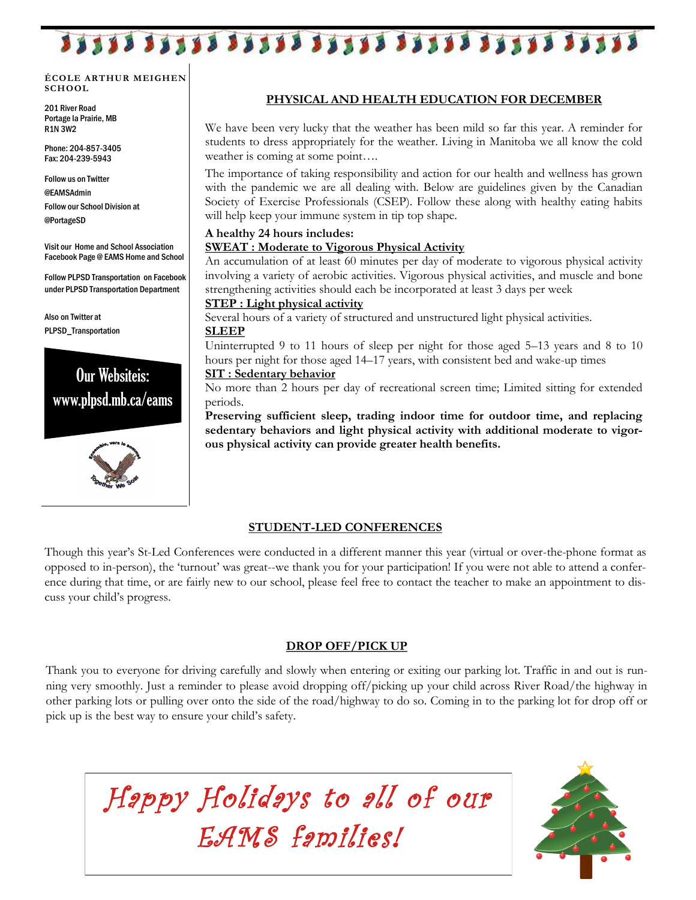**ÉCOLE ARTHUR MEIGHEN SCHOOL**

201 River Road
Portage la Prairie, MB
R1N 3W2

Phone: 204-857-3405
Fax: 204-239-5943

Follow us on Twitter
@EAMSAdmin
Follow our School Division at
@PortageSD

Visit our Home and School Association Facebook Page @ EAMS Home and School

Follow PLPSD Transportation on Facebook under PLPSD Transportation Department

Also on Twitter at
PLPSD_Transportation

**Our Websiteis:**
**www.plpsd.mb.ca/eams**

Ensemble, vers le sommet
Together We Soar

## PHYSICAL AND HEALTH EDUCATION FOR DECEMBER

We have been very lucky that the weather has been mild so far this year. A reminder for students to dress appropriately for the weather. Living in Manitoba we all know the cold weather is coming at some point….

The importance of taking responsibility and action for our health and wellness has grown with the pandemic we are all dealing with. Below are guidelines given by the Canadian Society of Exercise Professionals (CSEP). Follow these along with healthy eating habits will help keep your immune system in tip top shape.

**A healthy 24 hours includes:**

**SWEAT : Moderate to Vigorous Physical Activity**

An accumulation of at least 60 minutes per day of moderate to vigorous physical activity involving a variety of aerobic activities. Vigorous physical activities, and muscle and bone strengthening activities should each be incorporated at least 3 days per week

**STEP : Light physical activity**

Several hours of a variety of structured and unstructured light physical activities.

**SLEEP**

Uninterrupted 9 to 11 hours of sleep per night for those aged 5–13 years and 8 to 10 hours per night for those aged 14–17 years, with consistent bed and wake-up times

**SIT : Sedentary behavior**

No more than 2 hours per day of recreational screen time; Limited sitting for extended periods.

**Preserving sufficient sleep, trading indoor time for outdoor time, and replacing sedentary behaviors and light physical activity with additional moderate to vigorous physical activity can provide greater health benefits.**

## STUDENT-LED CONFERENCES

Though this year's St-Led Conferences were conducted in a different manner this year (virtual or over-the-phone format as opposed to in-person), the 'turnout' was great--we thank you for your participation! If you were not able to attend a conference during that time, or are fairly new to our school, please feel free to contact the teacher to make an appointment to discuss your child's progress.

## DROP OFF/PICK UP

Thank you to everyone for driving carefully and slowly when entering or exiting our parking lot. Traffic in and out is running very smoothly. Just a reminder to please avoid dropping off/picking up your child across River Road/the highway in other parking lots or pulling over onto the side of the road/highway to do so. Coming in to the parking lot for drop off or pick up is the best way to ensure your child's safety.

*Happy Holidays to all of our EAMS families!*